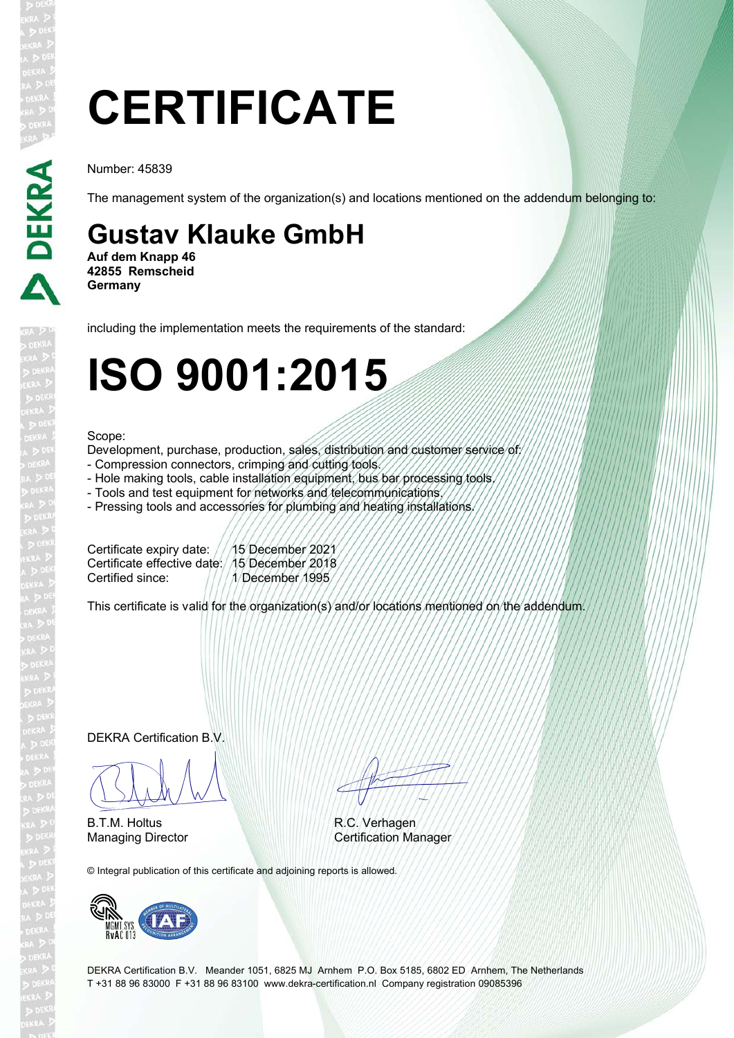# CERTIFICATE

Number: 45839

The management system of the organization(s) and locations mentioned on the addendum belonging to:

## Gustav Klauke GmbH

**Auf dem Knapp 46**
**42855 Remscheid**
**Germany**

including the implementation meets the requirements of the standard:

# ISO 9001:2015

Scope:
Development, purchase, production, sales, distribution and customer service of:
- Compression connectors, crimping and cutting tools.
- Hole making tools, cable installation equipment, bus bar processing tools.
- Tools and test equipment for networks and telecommunications.
- Pressing tools and accessories for plumbing and heating installations.

Certificate expiry date: 15 December 2021
Certificate effective date: 15 December 2018
Certified since: 1 December 1995

This certificate is valid for the organization(s) and/or locations mentioned on the addendum.

DEKRA Certification B.V.

B.T.M. Holtus
Managing Director

R.C. Verhagen
Certification Manager

© Integral publication of this certificate and adjoining reports is allowed.

MGMT SYS RvA C 013

DEKRA Certification B.V. Meander 1051, 6825 MJ Arnhem P.O. Box 5185, 6802 ED Arnhem, The Netherlands
T +31 88 96 83000 F +31 88 96 83100 www.dekra-certification.nl Company registration 09085396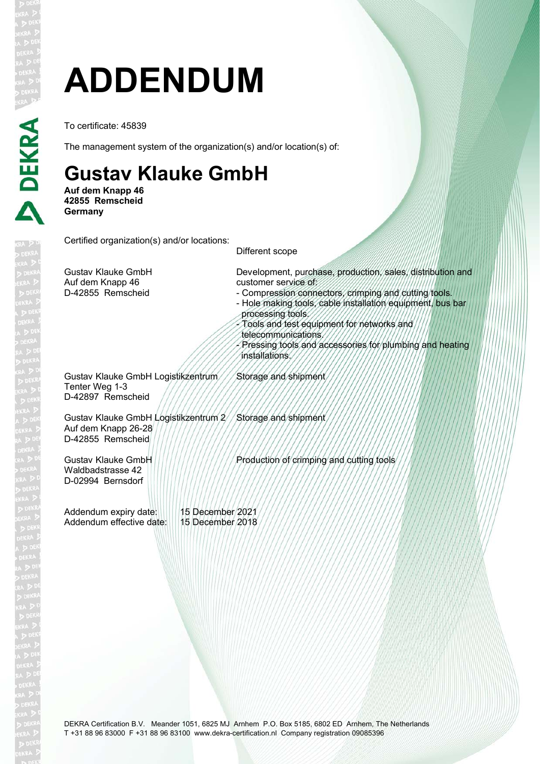# ADDENDUM

To certificate: 45839

The management system of the organization(s) and/or location(s) of:

## Gustav Klauke GmbH

**Auf dem Knapp 46**
**42855 Remscheid**
**Germany**

Certified organization(s) and/or locations:

| | Different scope |
|---|---|
| Gustav Klauke GmbH<br>Auf dem Knapp 46<br>D-42855 Remscheid | Development, purchase, production, sales, distribution and customer service of:<br>- Compression connectors, crimping and cutting tools.<br>- Hole making tools, cable installation equipment, bus bar processing tools.<br>- Tools and test equipment for networks and telecommunications.<br>- Pressing tools and accessories for plumbing and heating installations. |
| Gustav Klauke GmbH Logistikzentrum<br>Tenter Weg 1-3<br>D-42897 Remscheid | Storage and shipment |
| Gustav Klauke GmbH Logistikzentrum 2<br>Auf dem Knapp 26-28<br>D-42855 Remscheid | Storage and shipment |
| Gustav Klauke GmbH<br>Waldbadstrasse 42<br>D-02994 Bernsdorf | Production of crimping and cutting tools |

Addendum expiry date: 15 December 2021
Addendum effective date: 15 December 2018

DEKRA Certification B.V. Meander 1051, 6825 MJ Arnhem P.O. Box 5185, 6802 ED Arnhem, The Netherlands
T +31 88 96 83000 F +31 88 96 83100 www.dekra-certification.nl Company registration 09085396